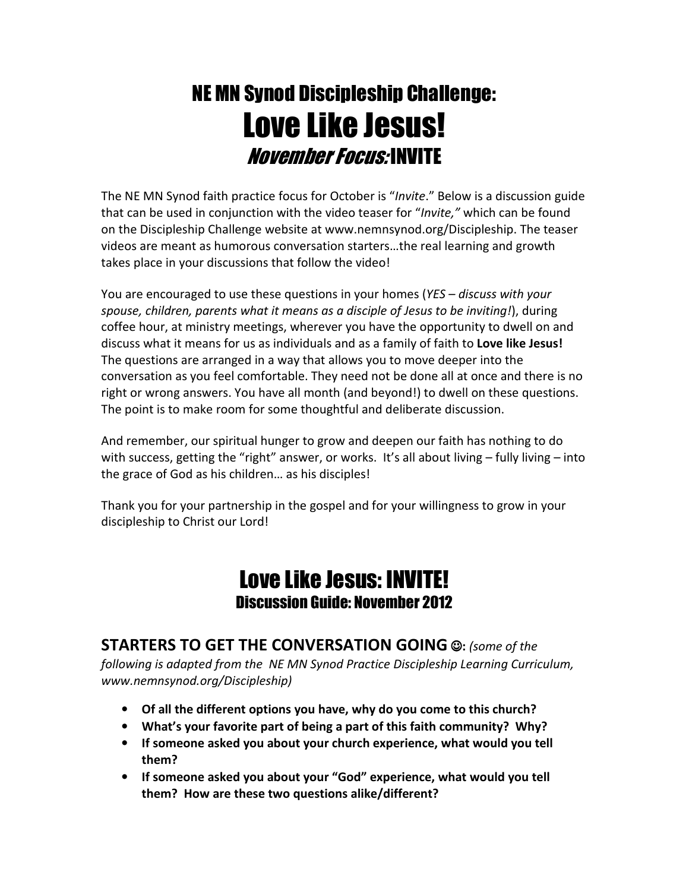# NE MN Synod Discipleship Challenge:
# Love Like Jesus!
## *November Focus:* INVITE

The NE MN Synod faith practice focus for October is "*Invite*." Below is a discussion guide that can be used in conjunction with the video teaser for "*Invite,*" which can be found on the Discipleship Challenge website at www.nemnsynod.org/Discipleship. The teaser videos are meant as humorous conversation starters…the real learning and growth takes place in your discussions that follow the video!

You are encouraged to use these questions in your homes (*YES – discuss with your spouse, children, parents what it means as a disciple of Jesus to be inviting!*), during coffee hour, at ministry meetings, wherever you have the opportunity to dwell on and discuss what it means for us as individuals and as a family of faith to **Love like Jesus!** The questions are arranged in a way that allows you to move deeper into the conversation as you feel comfortable. They need not be done all at once and there is no right or wrong answers. You have all month (and beyond!) to dwell on these questions. The point is to make room for some thoughtful and deliberate discussion.

And remember, our spiritual hunger to grow and deepen our faith has nothing to do with success, getting the "right" answer, or works. It's all about living – fully living – into the grace of God as his children… as his disciples!

Thank you for your partnership in the gospel and for your willingness to grow in your discipleship to Christ our Lord!

# Love Like Jesus: INVITE!
## Discussion Guide: November 2012

### STARTERS TO GET THE CONVERSATION GOING ☺: *(some of the following is adapted from the NE MN Synod Practice Discipleship Learning Curriculum, www.nemnsynod.org/Discipleship)*

- **Of all the different options you have, why do you come to this church?**
- **What's your favorite part of being a part of this faith community? Why?**
- **If someone asked you about your church experience, what would you tell them?**
- **If someone asked you about your "God" experience, what would you tell them? How are these two questions alike/different?**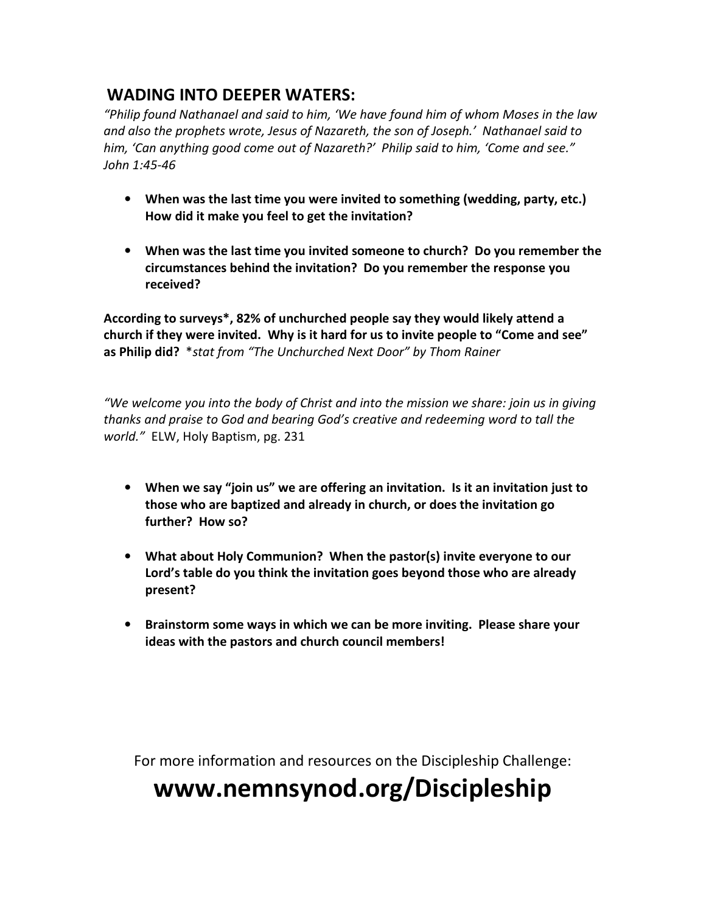## WADING INTO DEEPER WATERS:

*"Philip found Nathanael and said to him, 'We have found him of whom Moses in the law and also the prophets wrote, Jesus of Nazareth, the son of Joseph.' Nathanael said to him, 'Can anything good come out of Nazareth?' Philip said to him, 'Come and see." John 1:45-46*

- **When was the last time you were invited to something (wedding, party, etc.) How did it make you feel to get the invitation?**
- **When was the last time you invited someone to church? Do you remember the circumstances behind the invitation? Do you remember the response you received?**

**According to surveys*, 82% of unchurched people say they would likely attend a church if they were invited. Why is it hard for us to invite people to "Come and see" as Philip did?** *\*stat from "The Unchurched Next Door" by Thom Rainer*

*"We welcome you into the body of Christ and into the mission we share: join us in giving thanks and praise to God and bearing God's creative and redeeming word to tall the world."* ELW, Holy Baptism, pg. 231

- **When we say "join us" we are offering an invitation. Is it an invitation just to those who are baptized and already in church, or does the invitation go further? How so?**
- **What about Holy Communion? When the pastor(s) invite everyone to our Lord's table do you think the invitation goes beyond those who are already present?**
- **Brainstorm some ways in which we can be more inviting. Please share your ideas with the pastors and church council members!**

For more information and resources on the Discipleship Challenge:

# www.nemnsynod.org/Discipleship